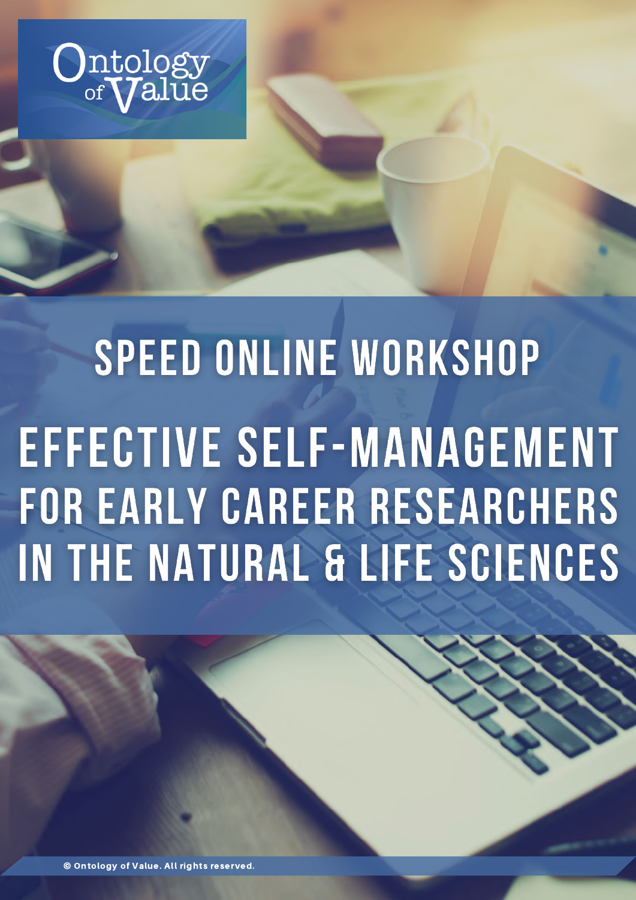Ontology of Value

# SPEED ONLINE WORKSHOP

# EFFECTIVE SELF-MANAGEMENT FOR EARLY CAREER RESEARCHERS IN THE NATURAL & LIFE SCIENCES

© Ontology of Value. All rights reserved.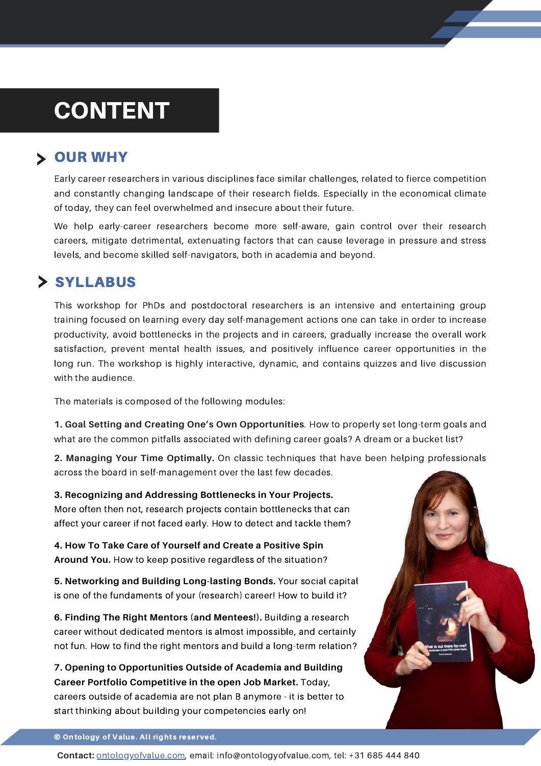# CONTENT

## OUR WHY

Early career researchers in various disciplines face similar challenges, related to fierce competition and constantly changing landscape of their research fields. Especially in the economical climate of today, they can feel overwhelmed and insecure about their future.

We help early-career researchers become more self-aware, gain control over their research careers, mitigate detrimental, extenuating factors that can cause leverage in pressure and stress levels, and become skilled self-navigators, both in academia and beyond.

## SYLLABUS

This workshop for PhDs and postdoctoral researchers is an intensive and entertaining group training focused on learning every day self-management actions one can take in order to increase productivity, avoid bottlenecks in the projects and in careers, gradually increase the overall work satisfaction, prevent mental health issues, and positively influence career opportunities in the long run. The workshop is highly interactive, dynamic, and contains quizzes and live discussion with the audience.

The materials is composed of the following modules:

**1. Goal Setting and Creating One's Own Opportunities**. How to properly set long-term goals and what are the common pitfalls associated with defining career goals? A dream or a bucket list?

**2. Managing Your Time Optimally.** On classic techniques that have been helping professionals across the board in self-management over the last few decades.

**3. Recognizing and Addressing Bottlenecks in Your Projects.** More often then not, research projects contain bottlenecks that can affect your career if not faced early. How to detect and tackle them?

**4. How To Take Care of Yourself and Create a Positive Spin Around You.** How to keep positive regardless of the situation?

**5. Networking and Building Long-lasting Bonds.** Your social capital is one of the fundaments of your (research) career! How to build it?

**6. Finding The Right Mentors (and Mentees!).** Building a research career without dedicated mentors is almost impossible, and certainly not fun. How to find the right mentors and build a long-term relation?

**7. Opening to Opportunities Outside of Academia and Building Career Portfolio Competitive in the open Job Market.** Today, careers outside of academia are not plan B anymore - it is better to start thinking about building your competencies early on!

**© Ontology of Value. All rights reserved.**

**Contact:** ontologyofvalue.com, email: info@ontologyofvalue.com, tel: +31 685 444 840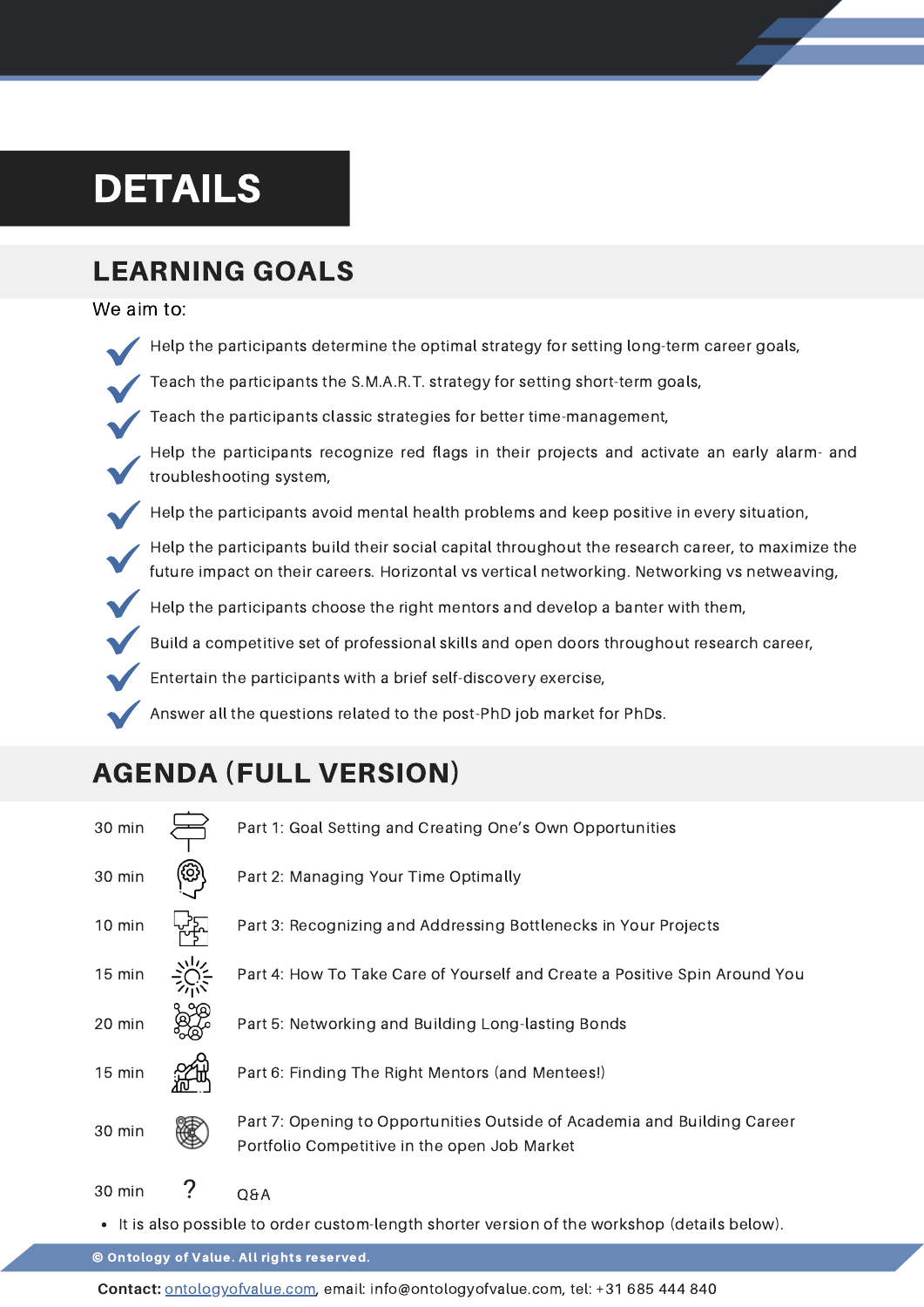# DETAILS

## LEARNING GOALS

We aim to:

- Help the participants determine the optimal strategy for setting long-term career goals,
- Teach the participants the S.M.A.R.T. strategy for setting short-term goals,
- Teach the participants classic strategies for better time-management,
- Help the participants recognize red flags in their projects and activate an early alarm- and troubleshooting system,
- Help the participants avoid mental health problems and keep positive in every situation,
- Help the participants build their social capital throughout the research career, to maximize the future impact on their careers. Horizontal vs vertical networking. Networking vs netweaving,
- Help the participants choose the right mentors and develop a banter with them,
- Build a competitive set of professional skills and open doors throughout research career,
- Entertain the participants with a brief self-discovery exercise,
- Answer all the questions related to the post-PhD job market for PhDs.

## AGENDA (FULL VERSION)

| | |
|---|---|
| 30 min | Part 1: Goal Setting and Creating One's Own Opportunities |
| 30 min | Part 2: Managing Your Time Optimally |
| 10 min | Part 3: Recognizing and Addressing Bottlenecks in Your Projects |
| 15 min | Part 4: How To Take Care of Yourself and Create a Positive Spin Around You |
| 20 min | Part 5: Networking and Building Long-lasting Bonds |
| 15 min | Part 6: Finding The Right Mentors (and Mentees!) |
| 30 min | Part 7: Opening to Opportunities Outside of Academia and Building Career Portfolio Competitive in the open Job Market |
| 30 min | Q&A |

- It is also possible to order custom-length shorter version of the workshop (details below).

© Ontology of Value. All rights reserved.

**Contact:** ontologyofvalue.com, email: info@ontologyofvalue.com, tel: +31 685 444 840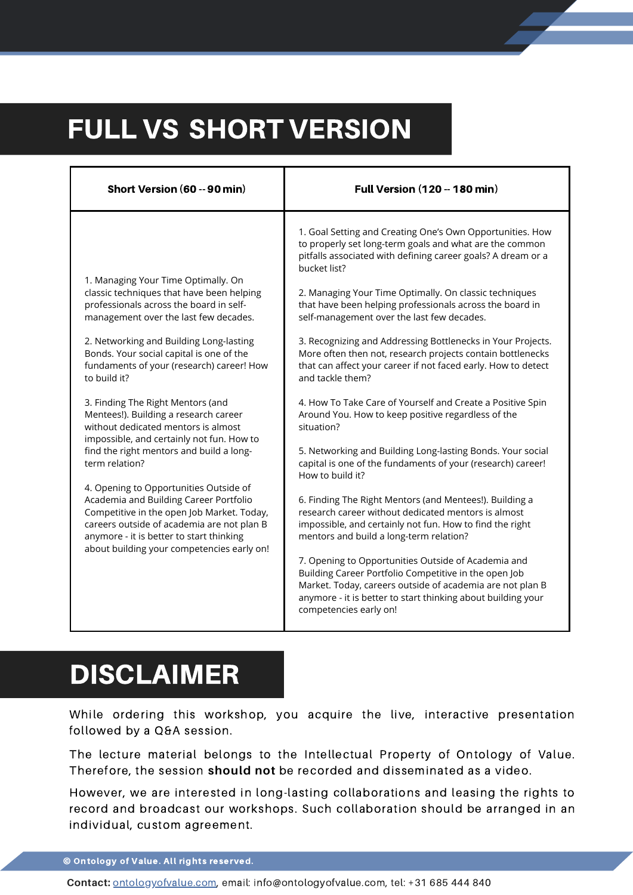# FULL VS SHORT VERSION

| Short Version (60 -- 90 min) | Full Version (120 -- 180 min) |
|---|---|
| 1. Managing Your Time Optimally. On classic techniques that have been helping professionals across the board in self-management over the last few decades.<br><br>2. Networking and Building Long-lasting Bonds. Your social capital is one of the fundaments of your (research) career! How to build it?<br><br>3. Finding The Right Mentors (and Mentees!). Building a research career without dedicated mentors is almost impossible, and certainly not fun. How to find the right mentors and build a long-term relation?<br><br>4. Opening to Opportunities Outside of Academia and Building Career Portfolio Competitive in the open Job Market. Today, careers outside of academia are not plan B anymore - it is better to start thinking about building your competencies early on! | 1. Goal Setting and Creating One's Own Opportunities. How to properly set long-term goals and what are the common pitfalls associated with defining career goals? A dream or a bucket list?<br><br>2. Managing Your Time Optimally. On classic techniques that have been helping professionals across the board in self-management over the last few decades.<br><br>3. Recognizing and Addressing Bottlenecks in Your Projects. More often then not, research projects contain bottlenecks that can affect your career if not faced early. How to detect and tackle them?<br><br>4. How To Take Care of Yourself and Create a Positive Spin Around You. How to keep positive regardless of the situation?<br><br>5. Networking and Building Long-lasting Bonds. Your social capital is one of the fundaments of your (research) career! How to build it?<br><br>6. Finding The Right Mentors (and Mentees!). Building a research career without dedicated mentors is almost impossible, and certainly not fun. How to find the right mentors and build a long-term relation?<br><br>7. Opening to Opportunities Outside of Academia and Building Career Portfolio Competitive in the open Job Market. Today, careers outside of academia are not plan B anymore - it is better to start thinking about building your competencies early on! |

# DISCLAIMER

While ordering this workshop, you acquire the live, interactive presentation followed by a Q&A session.

The lecture material belongs to the Intellectual Property of Ontology of Value. Therefore, the session **should not** be recorded and disseminated as a video.

However, we are interested in long-lasting collaborations and leasing the rights to record and broadcast our workshops. Such collaboration should be arranged in an individual, custom agreement.

© Ontology of Value. All rights reserved.

**Contact:** ontologyofvalue.com, email: info@ontologyofvalue.com, tel: +31 685 444 840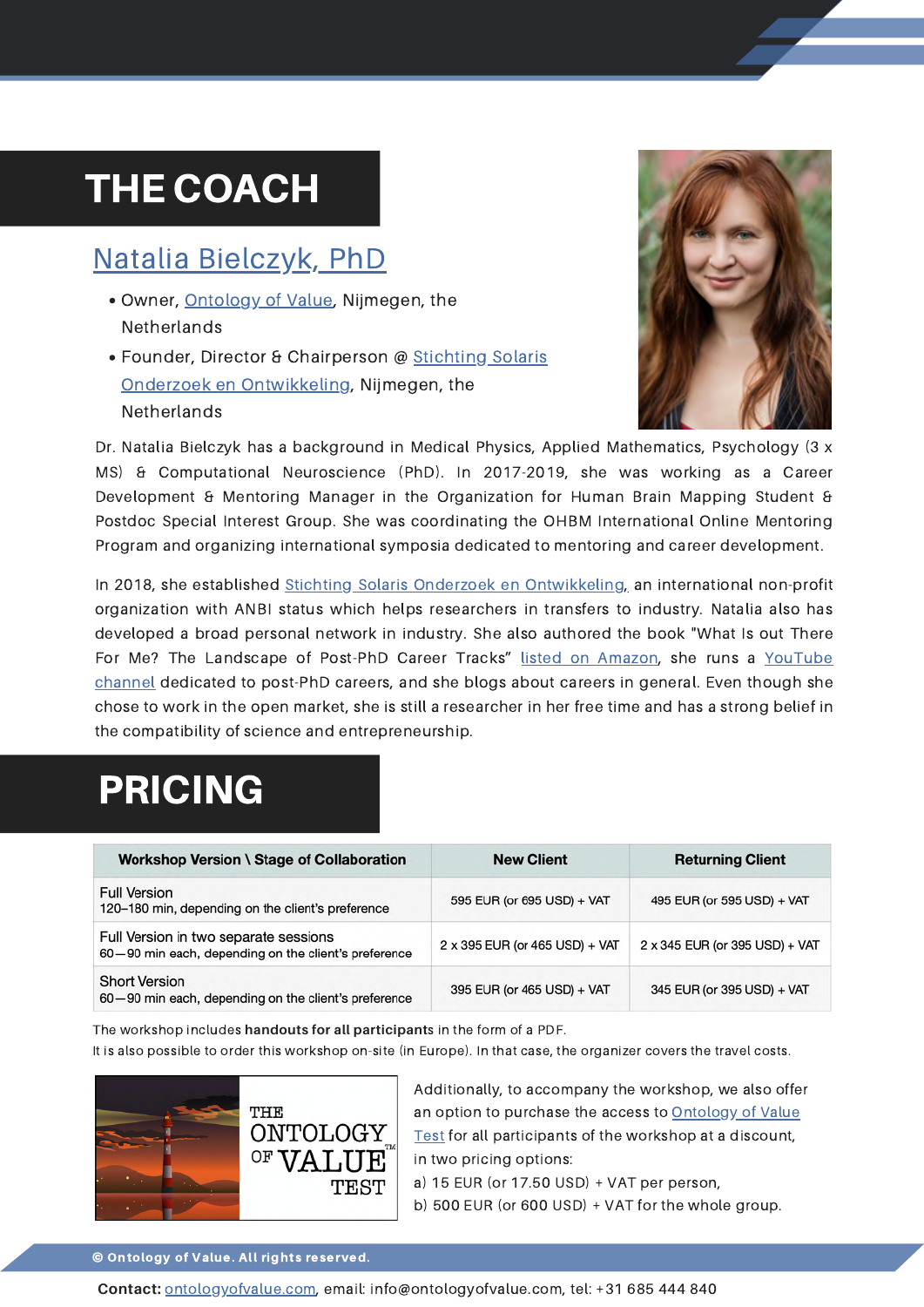# THE COACH

## Natalia Bielczyk, PhD

- Owner, Ontology of Value, Nijmegen, the Netherlands
- Founder, Director & Chairperson @ Stichting Solaris Onderzoek en Ontwikkeling, Nijmegen, the Netherlands

Dr. Natalia Bielczyk has a background in Medical Physics, Applied Mathematics, Psychology (3 x MS) & Computational Neuroscience (PhD). In 2017-2019, she was working as a Career Development & Mentoring Manager in the Organization for Human Brain Mapping Student & Postdoc Special Interest Group. She was coordinating the OHBM International Online Mentoring Program and organizing international symposia dedicated to mentoring and career development.

In 2018, she established Stichting Solaris Onderzoek en Ontwikkeling, an international non-profit organization with ANBI status which helps researchers in transfers to industry. Natalia also has developed a broad personal network in industry. She also authored the book "What Is out There For Me? The Landscape of Post-PhD Career Tracks" listed on Amazon, she runs a YouTube channel dedicated to post-PhD careers, and she blogs about careers in general. Even though she chose to work in the open market, she is still a researcher in her free time and has a strong belief in the compatibility of science and entrepreneurship.

# PRICING

| Workshop Version \ Stage of Collaboration | New Client | Returning Client |
|---|---|---|
| Full Version<br>120–180 min, depending on the client's preference | 595 EUR (or 695 USD) + VAT | 495 EUR (or 595 USD) + VAT |
| Full Version in two separate sessions<br>60—90 min each, depending on the client's preference | 2 x 395 EUR (or 465 USD) + VAT | 2 x 345 EUR (or 395 USD) + VAT |
| Short Version<br>60—90 min each, depending on the client's preference | 395 EUR (or 465 USD) + VAT | 345 EUR (or 395 USD) + VAT |

The workshop includes **handouts for all participants** in the form of a PDF.
It is also possible to order this workshop on-site (in Europe). In that case, the organizer covers the travel costs.

THE ONTOLOGY OF VALUE™ TEST

Additionally, to accompany the workshop, we also offer an option to purchase the access to Ontology of Value Test for all participants of the workshop at a discount, in two pricing options:

a) 15 EUR (or 17.50 USD) + VAT per person,
b) 500 EUR (or 600 USD) + VAT for the whole group.

**© Ontology of Value. All rights reserved.**

**Contact:** ontologyofvalue.com, email: info@ontologyofvalue.com, tel: +31 685 444 840